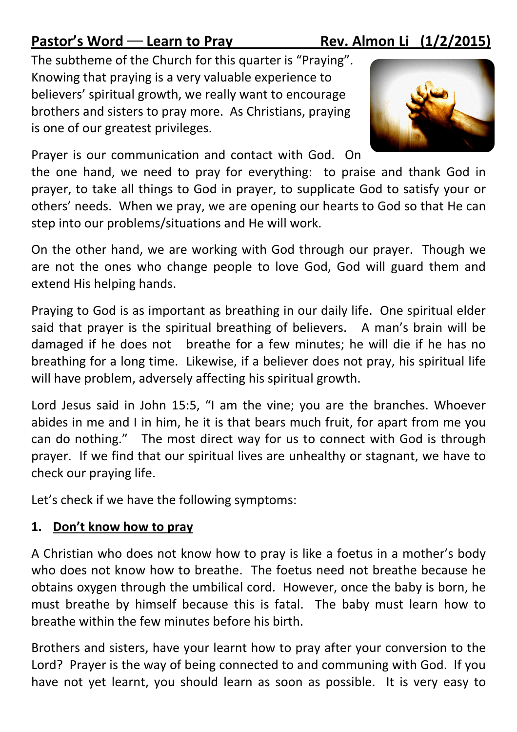## **Pastor's Word — Learn to Pray** Rev. Almon Li (1/2/2015)

The subtheme of the Church for this quarter is "Praying". Knowing that praying is a very valuable experience to believers' spiritual growth, we really want to encourage brothers and sisters to pray more. As Christians, praying is one of our greatest privileges.

Prayer is our communication and contact with God. On the one hand, we need to pray for everything: to praise and thank God in prayer, to take all things to God in prayer, to supplicate God to satisfy your or others' needs. When we pray, we are opening our hearts to God so that He can step into our problems/situations and He will work.

On the other hand, we are working with God through our prayer. Though we are not the ones who change people to love God, God will guard them and extend His helping hands.

Praying to God is as important as breathing in our daily life. One spiritual elder said that prayer is the spiritual breathing of believers. A man's brain will be damaged if he does not breathe for a few minutes; he will die if he has no breathing for a long time. Likewise, if a believer does not pray, his spiritual life will have problem, adversely affecting his spiritual growth.

Lord Jesus said in John 15:5, "I am the vine; you are the branches. Whoever abides in me and I in him, he it is that bears much fruit, for apart from me you can do nothing." The most direct way for us to connect with God is through prayer. If we find that our spiritual lives are unhealthy or stagnant, we have to check our praying life.

Let's check if we have the following symptoms:

### 1. Don't know how to pray

A Christian who does not know how to pray is like a foetus in a mother's body who does not know how to breathe. The foetus need not breathe because he obtains oxygen through the umbilical cord. However, once the baby is born, he must breathe by himself because this is fatal. The baby must learn how to breathe within the few minutes before his birth.

Brothers and sisters, have your learnt how to pray after your conversion to the Lord? Prayer is the way of being connected to and communing with God. If you have not yet learnt, you should learn as soon as possible. It is very easy to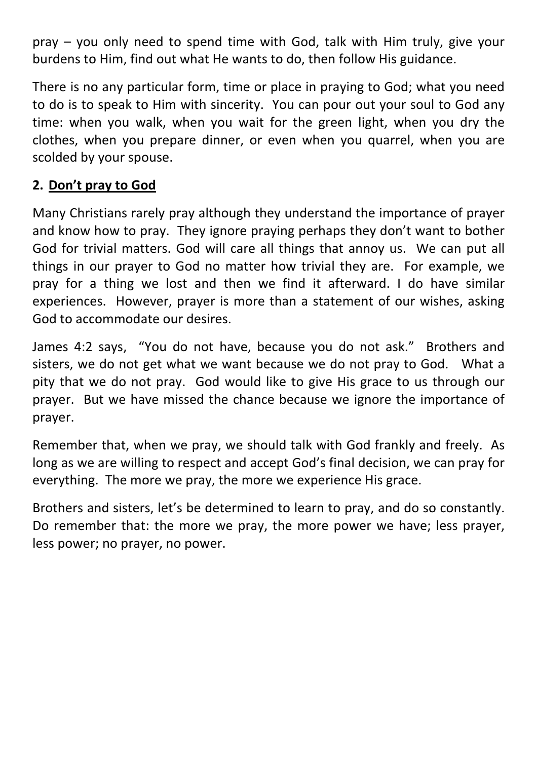pray – you only need to spend time with God, talk with Him truly, give your burdens to Him, find out what He wants to do, then follow His guidance.

There is no any particular form, time or place in praying to God; what you need to do is to speak to Him with sincerity. You can pour out your soul to God any time: when you walk, when you wait for the green light, when you dry the clothes, when you prepare dinner, or even when you quarrel, when you are scolded by your spouse.

**2. <u>Don't pray to God</u>**

Many Christians rarely pray although they understand the importance of prayer and know how to pray. They ignore praying perhaps they don't want to bother God for trivial matters. God will care all things that annoy us. We can put all things in our prayer to God no matter how trivial they are. For example, we pray for a thing we lost and then we find it afterward. I do have similar experiences. However, prayer is more than a statement of our wishes, asking God to accommodate our desires.

James 4:2 says, "You do not have, because you do not ask." Brothers and sisters, we do not get what we want because we do not pray to God. What a pity that we do not pray. God would like to give His grace to us through our prayer. But we have missed the chance because we ignore the importance of prayer.

Remember that, when we pray, we should talk with God frankly and freely. As long as we are willing to respect and accept God's final decision, we can pray for everything. The more we pray, the more we experience His grace.

Brothers and sisters, let's be determined to learn to pray, and do so constantly. Do remember that: the more we pray, the more power we have; less prayer, less power; no prayer, no power.